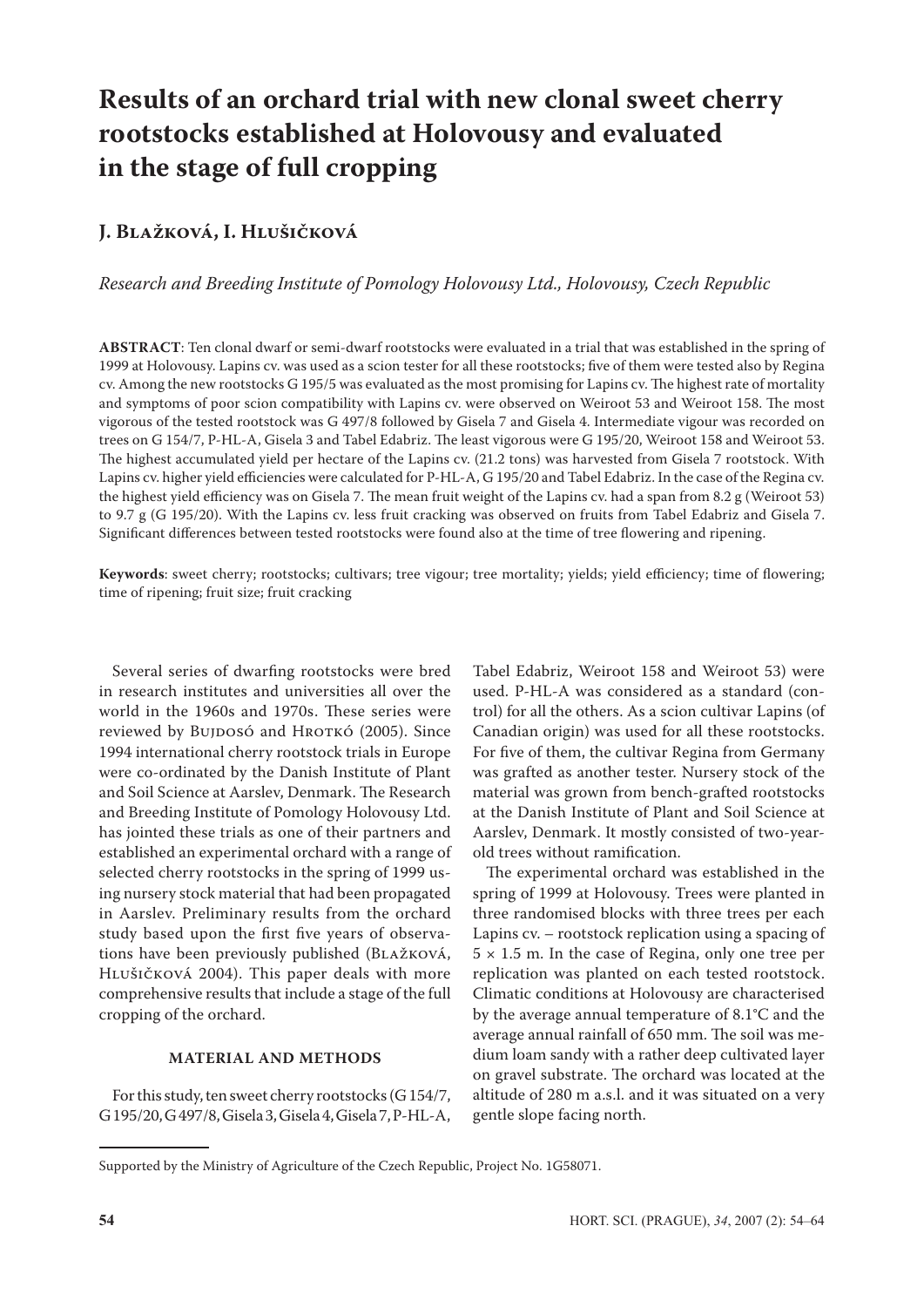# Results of an orchard trial with new clonal sweet cherry rootstocks established at Holovousy and evaluated in the stage of full cropping

## J. Blažková, I. Hlušičková

*Research and Breeding Institute of Pomology Holovousy Ltd., Holovousy, Czech Republic*

**ABSTRACT**: Ten clonal dwarf or semi-dwarf rootstocks were evaluated in a trial that was established in the spring of 1999 at Holovousy. Lapins cv. was used as a scion tester for all these rootstocks; five of them were tested also by Regina cv. Among the new rootstocks G 195/5 was evaluated as the most promising for Lapins cv. The highest rate of mortality and symptoms of poor scion compatibility with Lapins cv. were observed on Weiroot 53 and Weiroot 158. The most vigorous of the tested rootstock was G 497/8 followed by Gisela 7 and Gisela 4. Intermediate vigour was recorded on trees on G 154/7, P-HL-A, Gisela 3 and Tabel Edabriz. The least vigorous were G 195/20, Weiroot 158 and Weiroot 53. The highest accumulated yield per hectare of the Lapins cv. (21.2 tons) was harvested from Gisela 7 rootstock. With Lapins cv. higher yield efficiencies were calculated for P-HL-A, G 195/20 and Tabel Edabriz. In the case of the Regina cv. the highest yield efficiency was on Gisela 7. The mean fruit weight of the Lapins cv. had a span from 8.2 g (Weiroot 53) to 9.7 g (G 195/20). With the Lapins cv. less fruit cracking was observed on fruits from Tabel Edabriz and Gisela 7. Significant differences between tested rootstocks were found also at the time of tree flowering and ripening.

**Keywords**: sweet cherry; rootstocks; cultivars; tree vigour; tree mortality; yields; yield efficiency; time of flowering; time of ripening; fruit size; fruit cracking

Several series of dwarfing rootstocks were bred in research institutes and universities all over the world in the 1960s and 1970s. These series were reviewed by Bujdosó and Hrotkó (2005). Since 1994 international cherry rootstock trials in Europe were co-ordinated by the Danish Institute of Plant and Soil Science at Aarslev, Denmark. The Research and Breeding Institute of Pomology Holovousy Ltd. has jointed these trials as one of their partners and established an experimental orchard with a range of selected cherry rootstocks in the spring of 1999 using nursery stock material that had been propagated in Aarslev. Preliminary results from the orchard study based upon the first five years of observations have been previously published (Blažková, Hlušičková 2004). This paper deals with more comprehensive results that include a stage of the full cropping of the orchard.

### MATERIAL AND METHODS

For this study, ten sweet cherry rootstocks (G 154/7, G 195/20, G 497/8, Gisela 3, Gisela 4, Gisela 7, P-HL-A, Tabel Edabriz, Weiroot 158 and Weiroot 53) were used. P-HL-A was considered as a standard (control) for all the others. As a scion cultivar Lapins (of Canadian origin) was used for all these rootstocks. For five of them, the cultivar Regina from Germany was grafted as another tester. Nursery stock of the material was grown from bench-grafted rootstocks at the Danish Institute of Plant and Soil Science at Aarslev, Denmark. It mostly consisted of two-year-old trees without ramification.

The experimental orchard was established in the spring of 1999 at Holovousy. Trees were planted in three randomised blocks with three trees per each Lapins cv. – rootstock replication using a spacing of $5 \times 1.5$ m. In the case of Regina, only one tree per replication was planted on each tested rootstock. Climatic conditions at Holovousy are characterised by the average annual temperature of 8.1°C and the average annual rainfall of 650 mm. The soil was medium loam sandy with a rather deep cultivated layer on gravel substrate. The orchard was located at the altitude of 280 m a.s.l. and it was situated on a very gentle slope facing north.

Supported by the Ministry of Agriculture of the Czech Republic, Project No. 1G58071.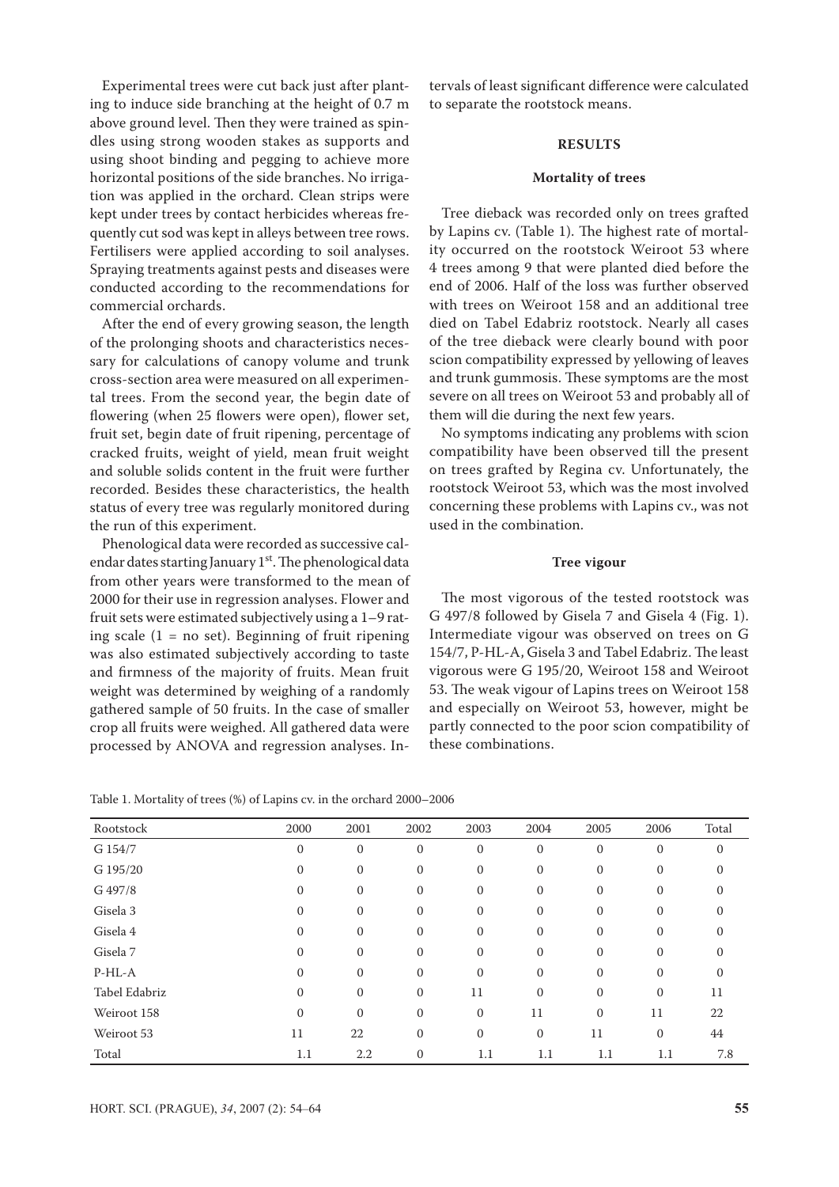Experimental trees were cut back just after planting to induce side branching at the height of 0.7 m above ground level. Then they were trained as spindles using strong wooden stakes as supports and using shoot binding and pegging to achieve more horizontal positions of the side branches. No irrigation was applied in the orchard. Clean strips were kept under trees by contact herbicides whereas frequently cut sod was kept in alleys between tree rows. Fertilisers were applied according to soil analyses. Spraying treatments against pests and diseases were conducted according to the recommendations for commercial orchards.

After the end of every growing season, the length of the prolonging shoots and characteristics necessary for calculations of canopy volume and trunk cross-section area were measured on all experimental trees. From the second year, the begin date of flowering (when 25 flowers were open), flower set, fruit set, begin date of fruit ripening, percentage of cracked fruits, weight of yield, mean fruit weight and soluble solids content in the fruit were further recorded. Besides these characteristics, the health status of every tree was regularly monitored during the run of this experiment.

Phenological data were recorded as successive calendar dates starting January 1st. The phenological data from other years were transformed to the mean of 2000 for their use in regression analyses. Flower and fruit sets were estimated subjectively using a 1–9 rating scale (1 = no set). Beginning of fruit ripening was also estimated subjectively according to taste and firmness of the majority of fruits. Mean fruit weight was determined by weighing of a randomly gathered sample of 50 fruits. In the case of smaller crop all fruits were weighed. All gathered data were processed by ANOVA and regression analyses. Intervals of least significant difference were calculated to separate the rootstock means.

## RESULTS

### Mortality of trees

Tree dieback was recorded only on trees grafted by Lapins cv. (Table 1). The highest rate of mortality occurred on the rootstock Weiroot 53 where 4 trees among 9 that were planted died before the end of 2006. Half of the loss was further observed with trees on Weiroot 158 and an additional tree died on Tabel Edabriz rootstock. Nearly all cases of the tree dieback were clearly bound with poor scion compatibility expressed by yellowing of leaves and trunk gummosis. These symptoms are the most severe on all trees on Weiroot 53 and probably all of them will die during the next few years.

No symptoms indicating any problems with scion compatibility have been observed till the present on trees grafted by Regina cv. Unfortunately, the rootstock Weiroot 53, which was the most involved concerning these problems with Lapins cv., was not used in the combination.

### Tree vigour

The most vigorous of the tested rootstock was G 497/8 followed by Gisela 7 and Gisela 4 (Fig. 1). Intermediate vigour was observed on trees on G 154/7, P-HL-A, Gisela 3 and Tabel Edabriz. The least vigorous were G 195/20, Weiroot 158 and Weiroot 53. The weak vigour of Lapins trees on Weiroot 158 and especially on Weiroot 53, however, might be partly connected to the poor scion compatibility of these combinations.

Table 1. Mortality of trees (%) of Lapins cv. in the orchard 2000–2006

| Rootstock | 2000 | 2001 | 2002 | 2003 | 2004 | 2005 | 2006 | Total |
|---|---|---|---|---|---|---|---|---|
| G 154/7 | 0 | 0 | 0 | 0 | 0 | 0 | 0 | 0 |
| G 195/20 | 0 | 0 | 0 | 0 | 0 | 0 | 0 | 0 |
| G 497/8 | 0 | 0 | 0 | 0 | 0 | 0 | 0 | 0 |
| Gisela 3 | 0 | 0 | 0 | 0 | 0 | 0 | 0 | 0 |
| Gisela 4 | 0 | 0 | 0 | 0 | 0 | 0 | 0 | 0 |
| Gisela 7 | 0 | 0 | 0 | 0 | 0 | 0 | 0 | 0 |
| P-HL-A | 0 | 0 | 0 | 0 | 0 | 0 | 0 | 0 |
| Tabel Edabriz | 0 | 0 | 0 | 11 | 0 | 0 | 0 | 11 |
| Weiroot 158 | 0 | 0 | 0 | 0 | 11 | 0 | 11 | 22 |
| Weiroot 53 | 11 | 22 | 0 | 0 | 0 | 11 | 0 | 44 |
| Total | 1.1 | 2.2 | 0 | 1.1 | 1.1 | 1.1 | 1.1 | 7.8 |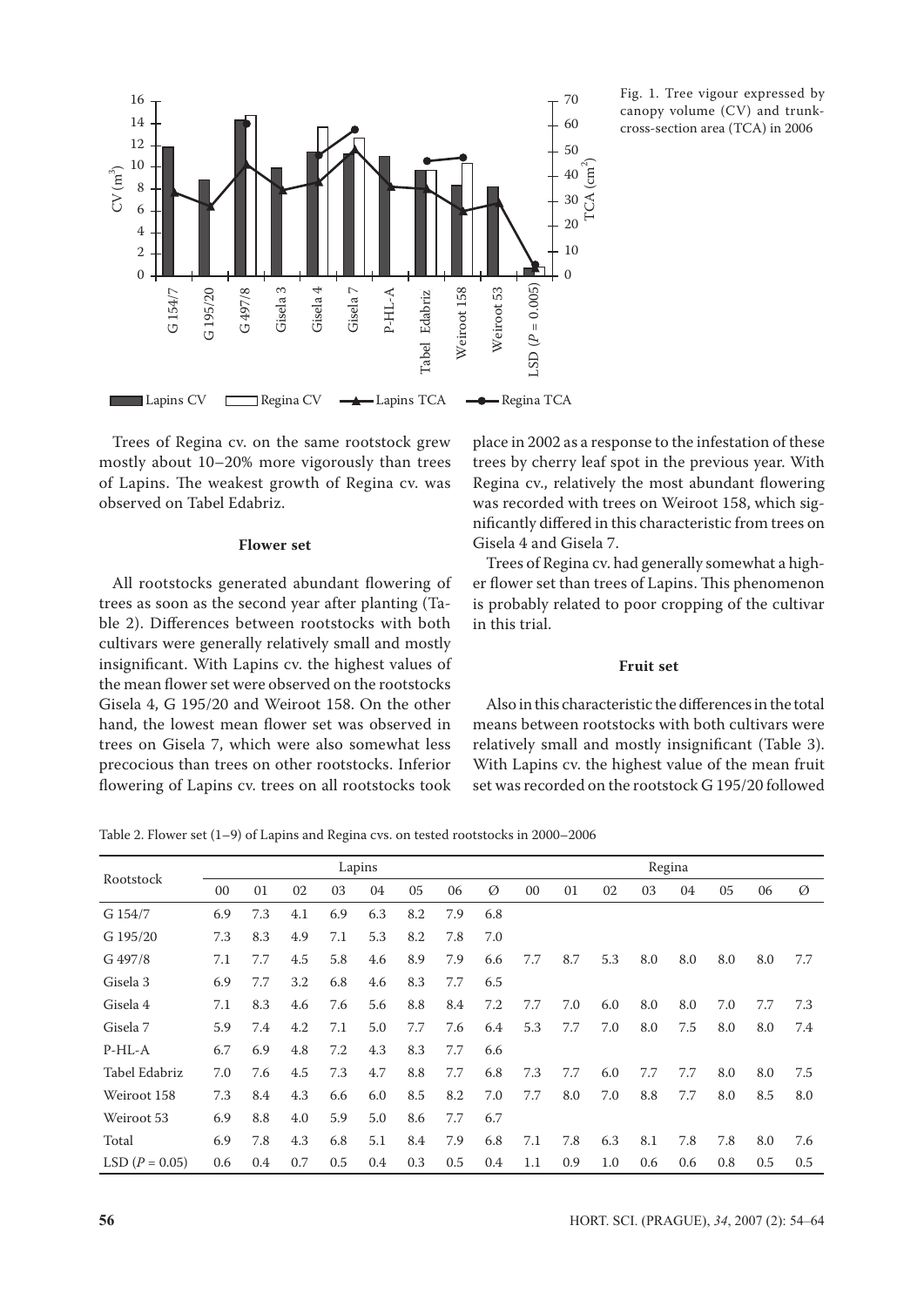Fig. 1. Tree vigour expressed by canopy volume (CV) and trunk-cross-section area (TCA) in 2006

Trees of Regina cv. on the same rootstock grew mostly about 10–20% more vigorously than trees of Lapins. The weakest growth of Regina cv. was observed on Tabel Edabriz.

### Flower set

All rootstocks generated abundant flowering of trees as soon as the second year after planting (Table 2). Differences between rootstocks with both cultivars were generally relatively small and mostly insignificant. With Lapins cv. the highest values of the mean flower set were observed on the rootstocks Gisela 4, G 195/20 and Weiroot 158. On the other hand, the lowest mean flower set was observed in trees on Gisela 7, which were also somewhat less precocious than trees on other rootstocks. Inferior flowering of Lapins cv. trees on all rootstocks took place in 2002 as a response to the infestation of these trees by cherry leaf spot in the previous year. With Regina cv., relatively the most abundant flowering was recorded with trees on Weiroot 158, which significantly differed in this characteristic from trees on Gisela 4 and Gisela 7.

Trees of Regina cv. had generally somewhat a higher flower set than trees of Lapins. This phenomenon is probably related to poor cropping of the cultivar in this trial.

### Fruit set

Also in this characteristic the differences in the total means between rootstocks with both cultivars were relatively small and mostly insignificant (Table 3). With Lapins cv. the highest value of the mean fruit set was recorded on the rootstock G 195/20 followed

Table 2. Flower set (1–9) of Lapins and Regina cvs. on tested rootstocks in 2000–2006

| Rootstock | Lapins | | | | | | | | Regina | | | | | | | |
|---|---|---|---|---|---|---|---|---|---|---|---|---|---|---|---|---|
| | 00 | 01 | 02 | 03 | 04 | 05 | 06 | Ø | 00 | 01 | 02 | 03 | 04 | 05 | 06 | Ø |
| G 154/7 | 6.9 | 7.3 | 4.1 | 6.9 | 6.3 | 8.2 | 7.9 | 6.8 | | | | | | | | |
| G 195/20 | 7.3 | 8.3 | 4.9 | 7.1 | 5.3 | 8.2 | 7.8 | 7.0 | | | | | | | | |
| G 497/8 | 7.1 | 7.7 | 4.5 | 5.8 | 4.6 | 8.9 | 7.9 | 6.6 | 7.7 | 8.7 | 5.3 | 8.0 | 8.0 | 8.0 | 8.0 | 7.7 |
| Gisela 3 | 6.9 | 7.7 | 3.2 | 6.8 | 4.6 | 8.3 | 7.7 | 6.5 | | | | | | | | |
| Gisela 4 | 7.1 | 8.3 | 4.6 | 7.6 | 5.6 | 8.8 | 8.4 | 7.2 | 7.7 | 7.0 | 6.0 | 8.0 | 8.0 | 7.0 | 7.7 | 7.3 |
| Gisela 7 | 5.9 | 7.4 | 4.2 | 7.1 | 5.0 | 7.7 | 7.6 | 6.4 | 5.3 | 7.7 | 7.0 | 8.0 | 7.5 | 8.0 | 8.0 | 7.4 |
| P-HL-A | 6.7 | 6.9 | 4.8 | 7.2 | 4.3 | 8.3 | 7.7 | 6.6 | | | | | | | | |
| Tabel Edabriz | 7.0 | 7.6 | 4.5 | 7.3 | 4.7 | 8.8 | 7.7 | 6.8 | 7.3 | 7.7 | 6.0 | 7.7 | 7.7 | 8.0 | 8.0 | 7.5 |
| Weiroot 158 | 7.3 | 8.4 | 4.3 | 6.6 | 6.0 | 8.5 | 8.2 | 7.0 | 7.7 | 8.0 | 7.0 | 8.8 | 7.7 | 8.0 | 8.5 | 8.0 |
| Weiroot 53 | 6.9 | 8.8 | 4.0 | 5.9 | 5.0 | 8.6 | 7.7 | 6.7 | | | | | | | | |
| Total | 6.9 | 7.8 | 4.3 | 6.8 | 5.1 | 8.4 | 7.9 | 6.8 | 7.1 | 7.8 | 6.3 | 8.1 | 7.8 | 7.8 | 8.0 | 7.6 |
| LSD ($P = 0.05$) | 0.6 | 0.4 | 0.7 | 0.5 | 0.4 | 0.3 | 0.5 | 0.4 | 1.1 | 0.9 | 1.0 | 0.6 | 0.6 | 0.8 | 0.5 | 0.5 |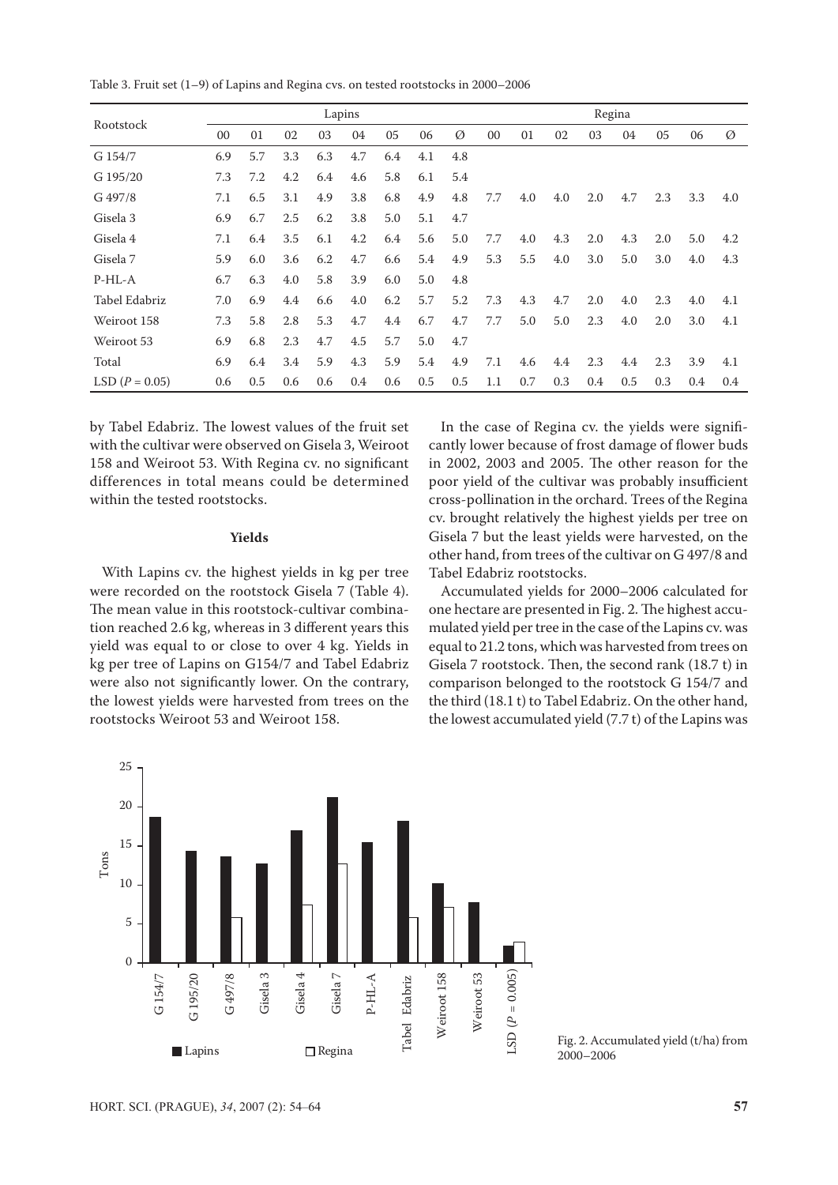Table 3. Fruit set (1–9) of Lapins and Regina cvs. on tested rootstocks in 2000–2006

| Rootstock | Lapins | | | | | | | | Regina | | | | | | | |
|---|---|---|---|---|---|---|---|---|---|---|---|---|---|---|---|---|
| | 00 | 01 | 02 | 03 | 04 | 05 | 06 | Ø | 00 | 01 | 02 | 03 | 04 | 05 | 06 | Ø |
| G 154/7 | 6.9 | 5.7 | 3.3 | 6.3 | 4.7 | 6.4 | 4.1 | 4.8 | | | | | | | | |
| G 195/20 | 7.3 | 7.2 | 4.2 | 6.4 | 4.6 | 5.8 | 6.1 | 5.4 | | | | | | | | |
| G 497/8 | 7.1 | 6.5 | 3.1 | 4.9 | 3.8 | 6.8 | 4.9 | 4.8 | 7.7 | 4.0 | 4.0 | 2.0 | 4.7 | 2.3 | 3.3 | 4.0 |
| Gisela 3 | 6.9 | 6.7 | 2.5 | 6.2 | 3.8 | 5.0 | 5.1 | 4.7 | | | | | | | | |
| Gisela 4 | 7.1 | 6.4 | 3.5 | 6.1 | 4.2 | 6.4 | 5.6 | 5.0 | 7.7 | 4.0 | 4.3 | 2.0 | 4.3 | 2.0 | 5.0 | 4.2 |
| Gisela 7 | 5.9 | 6.0 | 3.6 | 6.2 | 4.7 | 6.6 | 5.4 | 4.9 | 5.3 | 5.5 | 4.0 | 3.0 | 5.0 | 3.0 | 4.0 | 4.3 |
| P-HL-A | 6.7 | 6.3 | 4.0 | 5.8 | 3.9 | 6.0 | 5.0 | 4.8 | | | | | | | | |
| Tabel Edabriz | 7.0 | 6.9 | 4.4 | 6.6 | 4.0 | 6.2 | 5.7 | 5.2 | 7.3 | 4.3 | 4.7 | 2.0 | 4.0 | 2.3 | 4.0 | 4.1 |
| Weiroot 158 | 7.3 | 5.8 | 2.8 | 5.3 | 4.7 | 4.4 | 6.7 | 4.7 | 7.7 | 5.0 | 5.0 | 2.3 | 4.0 | 2.0 | 3.0 | 4.1 |
| Weiroot 53 | 6.9 | 6.8 | 2.3 | 4.7 | 4.5 | 5.7 | 5.0 | 4.7 | | | | | | | | |
| Total | 6.9 | 6.4 | 3.4 | 5.9 | 4.3 | 5.9 | 5.4 | 4.9 | 7.1 | 4.6 | 4.4 | 2.3 | 4.4 | 2.3 | 3.9 | 4.1 |
| LSD ($P = 0.05$) | 0.6 | 0.5 | 0.6 | 0.6 | 0.4 | 0.6 | 0.5 | 0.5 | 1.1 | 0.7 | 0.3 | 0.4 | 0.5 | 0.3 | 0.4 | 0.4 |

by Tabel Edabriz. The lowest values of the fruit set with the cultivar were observed on Gisela 3, Weiroot 158 and Weiroot 53. With Regina cv. no significant differences in total means could be determined within the tested rootstocks.

### Yields

With Lapins cv. the highest yields in kg per tree were recorded on the rootstock Gisela 7 (Table 4). The mean value in this rootstock-cultivar combination reached 2.6 kg, whereas in 3 different years this yield was equal to or close to over 4 kg. Yields in kg per tree of Lapins on G154/7 and Tabel Edabriz were also not significantly lower. On the contrary, the lowest yields were harvested from trees on the rootstocks Weiroot 53 and Weiroot 158.

In the case of Regina cv. the yields were significantly lower because of frost damage of flower buds in 2002, 2003 and 2005. The other reason for the poor yield of the cultivar was probably insufficient cross-pollination in the orchard. Trees of the Regina cv. brought relatively the highest yields per tree on Gisela 7 but the least yields were harvested, on the other hand, from trees of the cultivar on G 497/8 and Tabel Edabriz rootstocks.

Accumulated yields for 2000–2006 calculated for one hectare are presented in Fig. 2. The highest accumulated yield per tree in the case of the Lapins cv. was equal to 21.2 tons, which was harvested from trees on Gisela 7 rootstock. Then, the second rank (18.7 t) in comparison belonged to the rootstock G 154/7 and the third (18.1 t) to Tabel Edabriz. On the other hand, the lowest accumulated yield (7.7 t) of the Lapins was

Fig. 2. Accumulated yield (t/ha) from 2000–2006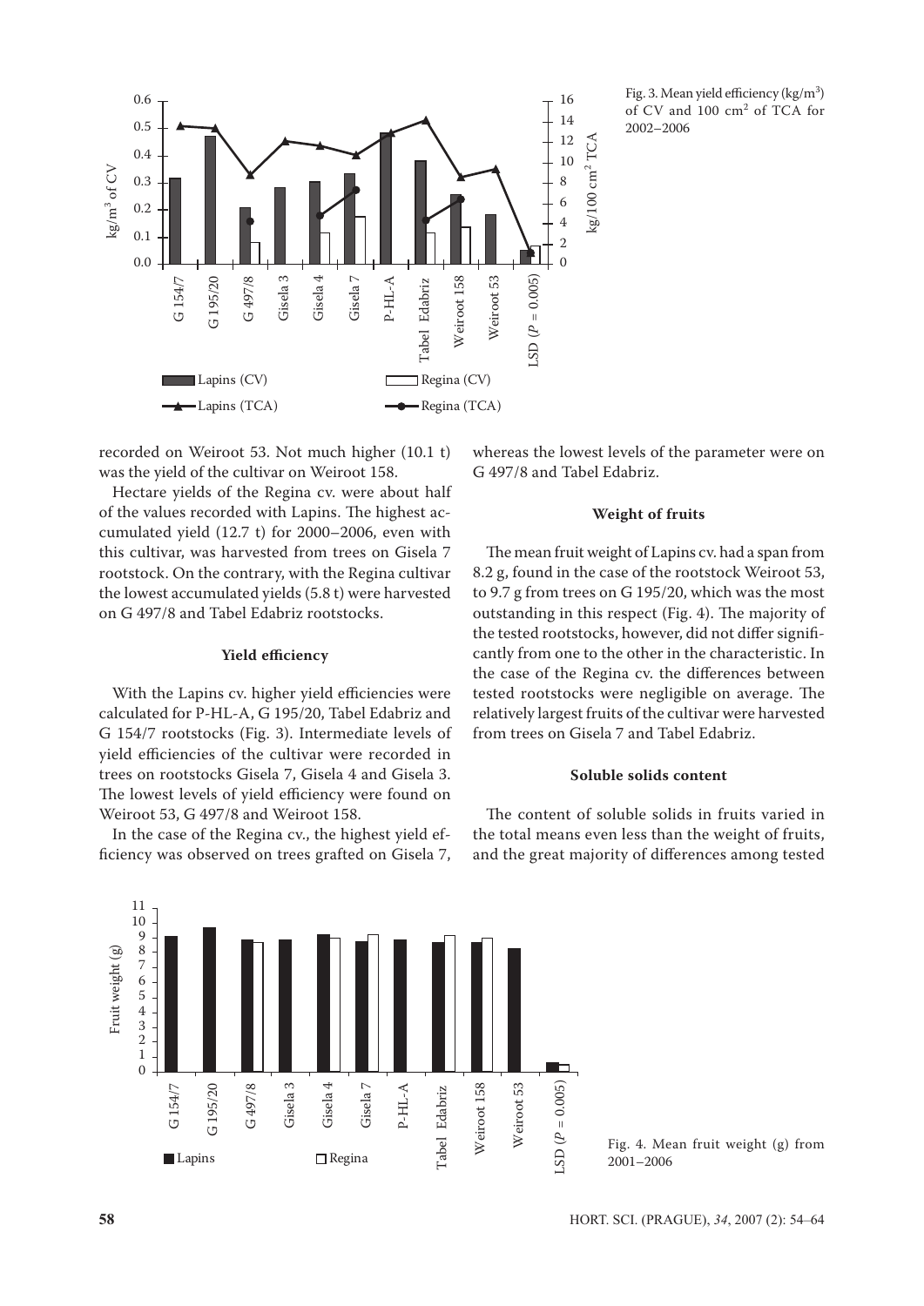Fig. 3. Mean yield efficiency (kg/m$^3$) of CV and 100 cm$^2$ of TCA for 2002–2006

recorded on Weiroot 53. Not much higher (10.1 t) was the yield of the cultivar on Weiroot 158.

Hectare yields of the Regina cv. were about half of the values recorded with Lapins. The highest accumulated yield (12.7 t) for 2000–2006, even with this cultivar, was harvested from trees on Gisela 7 rootstock. On the contrary, with the Regina cultivar the lowest accumulated yields (5.8 t) were harvested on G 497/8 and Tabel Edabriz rootstocks.

### Yield efficiency

With the Lapins cv. higher yield efficiencies were calculated for P-HL-A, G 195/20, Tabel Edabriz and G 154/7 rootstocks (Fig. 3). Intermediate levels of yield efficiencies of the cultivar were recorded in trees on rootstocks Gisela 7, Gisela 4 and Gisela 3. The lowest levels of yield efficiency were found on Weiroot 53, G 497/8 and Weiroot 158.

In the case of the Regina cv., the highest yield efficiency was observed on trees grafted on Gisela 7, whereas the lowest levels of the parameter were on G 497/8 and Tabel Edabriz.

### Weight of fruits

The mean fruit weight of Lapins cv. had a span from 8.2 g, found in the case of the rootstock Weiroot 53, to 9.7 g from trees on G 195/20, which was the most outstanding in this respect (Fig. 4). The majority of the tested rootstocks, however, did not differ significantly from one to the other in the characteristic. In the case of the Regina cv. the differences between tested rootstocks were negligible on average. The relatively largest fruits of the cultivar were harvested from trees on Gisela 7 and Tabel Edabriz.

### Soluble solids content

The content of soluble solids in fruits varied in the total means even less than the weight of fruits, and the great majority of differences among tested

Fig. 4. Mean fruit weight (g) from 2001–2006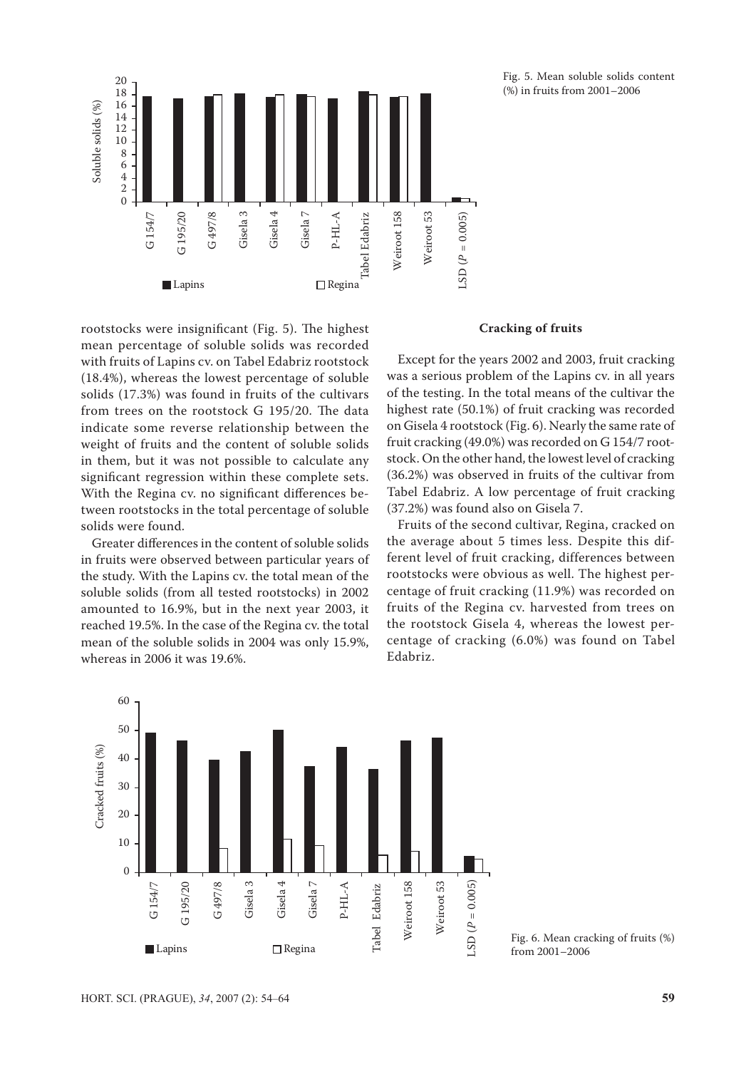Fig. 5. Mean soluble solids content (%) in fruits from 2001–2006

rootstocks were insignificant (Fig. 5). The highest mean percentage of soluble solids was recorded with fruits of Lapins cv. on Tabel Edabriz rootstock (18.4%), whereas the lowest percentage of soluble solids (17.3%) was found in fruits of the cultivars from trees on the rootstock G 195/20. The data indicate some reverse relationship between the weight of fruits and the content of soluble solids in them, but it was not possible to calculate any significant regression within these complete sets. With the Regina cv. no significant differences between rootstocks in the total percentage of soluble solids were found.

Greater differences in the content of soluble solids in fruits were observed between particular years of the study. With the Lapins cv. the total mean of the soluble solids (from all tested rootstocks) in 2002 amounted to 16.9%, but in the next year 2003, it reached 19.5%. In the case of the Regina cv. the total mean of the soluble solids in 2004 was only 15.9%, whereas in 2006 it was 19.6%.

**Cracking of fruits**

Except for the years 2002 and 2003, fruit cracking was a serious problem of the Lapins cv. in all years of the testing. In the total means of the cultivar the highest rate (50.1%) of fruit cracking was recorded on Gisela 4 rootstock (Fig. 6). Nearly the same rate of fruit cracking (49.0%) was recorded on G 154/7 rootstock. On the other hand, the lowest level of cracking (36.2%) was observed in fruits of the cultivar from Tabel Edabriz. A low percentage of fruit cracking (37.2%) was found also on Gisela 7.

Fruits of the second cultivar, Regina, cracked on the average about 5 times less. Despite this different level of fruit cracking, differences between rootstocks were obvious as well. The highest percentage of fruit cracking (11.9%) was recorded on fruits of the Regina cv. harvested from trees on the rootstock Gisela 4, whereas the lowest percentage of cracking (6.0%) was found on Tabel Edabriz.

Fig. 6. Mean cracking of fruits (%) from 2001–2006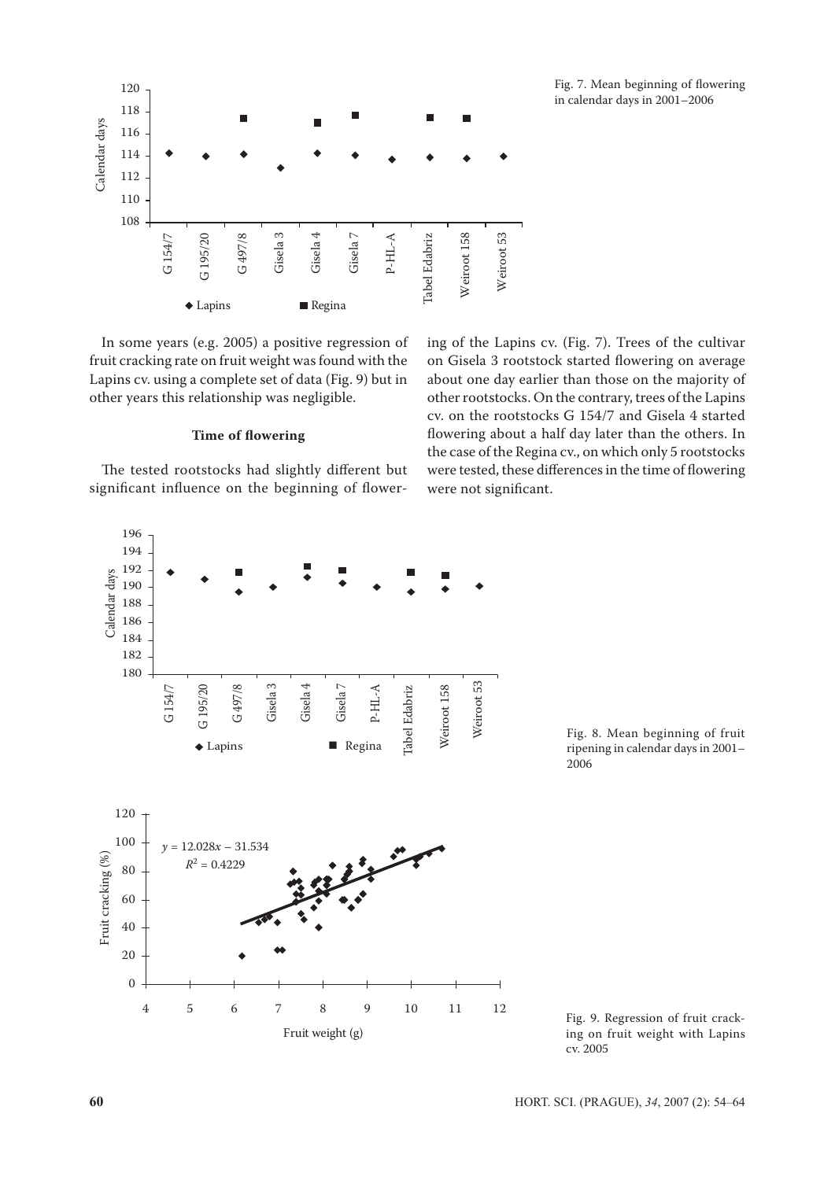Fig. 7. Mean beginning of flowering in calendar days in 2001–2006

In some years (e.g. 2005) a positive regression of fruit cracking rate on fruit weight was found with the Lapins cv. using a complete set of data (Fig. 9) but in other years this relationship was negligible.

### Time of flowering

The tested rootstocks had slightly different but significant influence on the beginning of flowering of the Lapins cv. (Fig. 7). Trees of the cultivar on Gisela 3 rootstock started flowering on average about one day earlier than those on the majority of other rootstocks. On the contrary, trees of the Lapins cv. on the rootstocks G 154/7 and Gisela 4 started flowering about a half day later than the others. In the case of the Regina cv., on which only 5 rootstocks were tested, these differences in the time of flowering were not significant.

Fig. 8. Mean beginning of fruit ripening in calendar days in 2001–2006

Fig. 9. Regression of fruit cracking on fruit weight with Lapins cv. 2005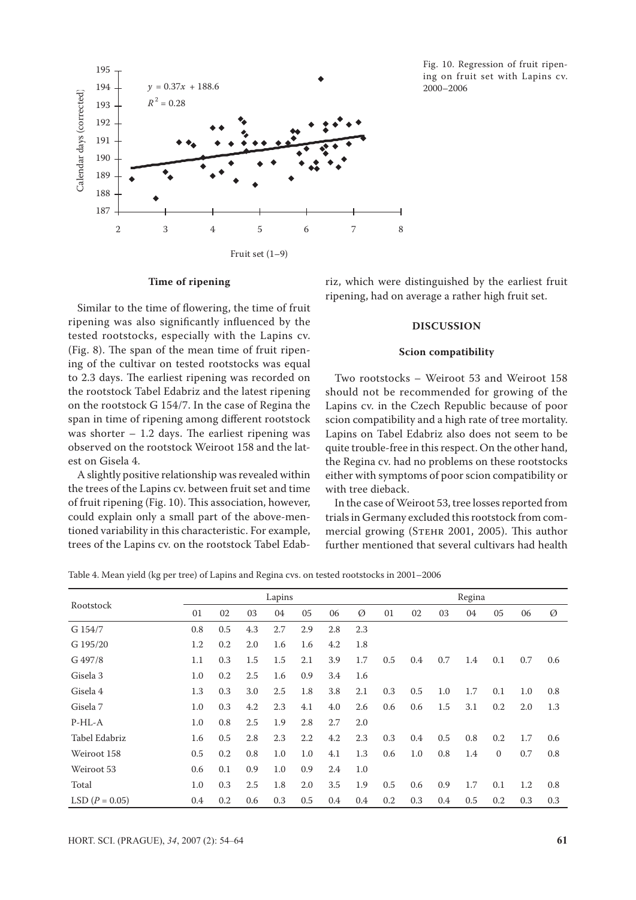Fig. 10. Regression of fruit ripening on fruit set with Lapins cv. 2000–2006

### Time of ripening

Similar to the time of flowering, the time of fruit ripening was also significantly influenced by the tested rootstocks, especially with the Lapins cv. (Fig. 8). The span of the mean time of fruit ripening of the cultivar on tested rootstocks was equal to 2.3 days. The earliest ripening was recorded on the rootstock Tabel Edabriz and the latest ripening on the rootstock G 154/7. In the case of Regina the span in time of ripening among different rootstock was shorter – 1.2 days. The earliest ripening was observed on the rootstock Weiroot 158 and the latest on Gisela 4.

A slightly positive relationship was revealed within the trees of the Lapins cv. between fruit set and time of fruit ripening (Fig. 10). This association, however, could explain only a small part of the above-mentioned variability in this characteristic. For example, trees of the Lapins cv. on the rootstock Tabel Edabriz, which were distinguished by the earliest fruit ripening, had on average a rather high fruit set.

## DISCUSSION

### Scion compatibility

Two rootstocks – Weiroot 53 and Weiroot 158 should not be recommended for growing of the Lapins cv. in the Czech Republic because of poor scion compatibility and a high rate of tree mortality. Lapins on Tabel Edabriz also does not seem to be quite trouble-free in this respect. On the other hand, the Regina cv. had no problems on these rootstocks either with symptoms of poor scion compatibility or with tree dieback.

In the case of Weiroot 53, tree losses reported from trials in Germany excluded this rootstock from commercial growing (Stehr 2001, 2005). This author further mentioned that several cultivars had health

Table 4. Mean yield (kg per tree) of Lapins and Regina cvs. on tested rootstocks in 2001–2006

| Rootstock | Lapins | | | | | | | Regina | | | | | | |
|---|---|---|---|---|---|---|---|---|---|---|---|---|---|---|
| | 01 | 02 | 03 | 04 | 05 | 06 | Ø | 01 | 02 | 03 | 04 | 05 | 06 | Ø |
| G 154/7 | 0.8 | 0.5 | 4.3 | 2.7 | 2.9 | 2.8 | 2.3 | | | | | | | |
| G 195/20 | 1.2 | 0.2 | 2.0 | 1.6 | 1.6 | 4.2 | 1.8 | | | | | | | |
| G 497/8 | 1.1 | 0.3 | 1.5 | 1.5 | 2.1 | 3.9 | 1.7 | 0.5 | 0.4 | 0.7 | 1.4 | 0.1 | 0.7 | 0.6 |
| Gisela 3 | 1.0 | 0.2 | 2.5 | 1.6 | 0.9 | 3.4 | 1.6 | | | | | | | |
| Gisela 4 | 1.3 | 0.3 | 3.0 | 2.5 | 1.8 | 3.8 | 2.1 | 0.3 | 0.5 | 1.0 | 1.7 | 0.1 | 1.0 | 0.8 |
| Gisela 7 | 1.0 | 0.3 | 4.2 | 2.3 | 4.1 | 4.0 | 2.6 | 0.6 | 0.6 | 1.5 | 3.1 | 0.2 | 2.0 | 1.3 |
| P-HL-A | 1.0 | 0.8 | 2.5 | 1.9 | 2.8 | 2.7 | 2.0 | | | | | | | |
| Tabel Edabriz | 1.6 | 0.5 | 2.8 | 2.3 | 2.2 | 4.2 | 2.3 | 0.3 | 0.4 | 0.5 | 0.8 | 0.2 | 1.7 | 0.6 |
| Weiroot 158 | 0.5 | 0.2 | 0.8 | 1.0 | 1.0 | 4.1 | 1.3 | 0.6 | 1.0 | 0.8 | 1.4 | 0 | 0.7 | 0.8 |
| Weiroot 53 | 0.6 | 0.1 | 0.9 | 1.0 | 0.9 | 2.4 | 1.0 | | | | | | | |
| Total | 1.0 | 0.3 | 2.5 | 1.8 | 2.0 | 3.5 | 1.9 | 0.5 | 0.6 | 0.9 | 1.7 | 0.1 | 1.2 | 0.8 |
| LSD ($P = 0.05$) | 0.4 | 0.2 | 0.6 | 0.3 | 0.5 | 0.4 | 0.4 | 0.2 | 0.3 | 0.4 | 0.5 | 0.2 | 0.3 | 0.3 |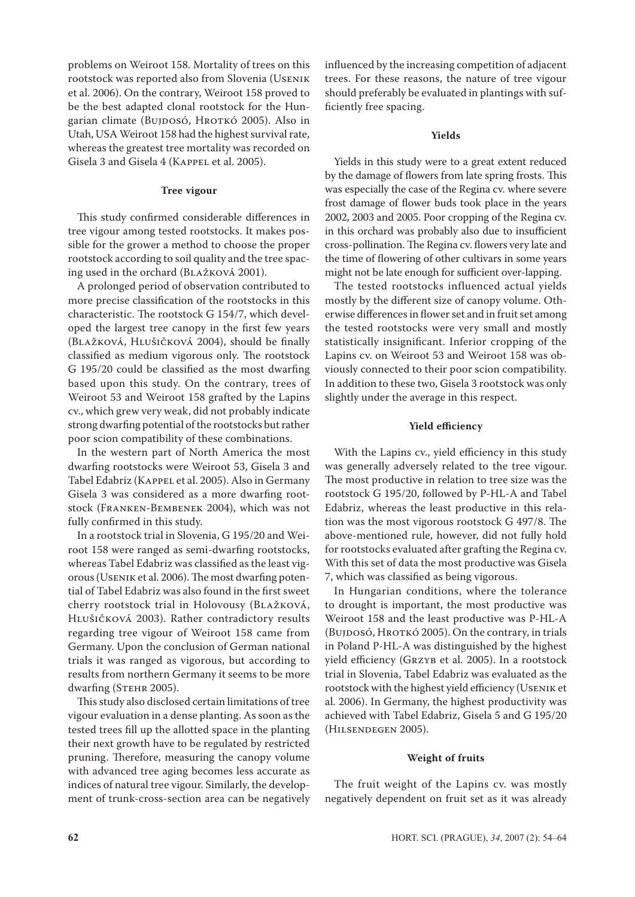problems on Weiroot 158. Mortality of trees on this rootstock was reported also from Slovenia (Usenik et al. 2006). On the contrary, Weiroot 158 proved to be the best adapted clonal rootstock for the Hungarian climate (Bujdosó, Hrotkó 2005). Also in Utah, USA Weiroot 158 had the highest survival rate, whereas the greatest tree mortality was recorded on Gisela 3 and Gisela 4 (Kappel et al. 2005).

#### Tree vigour

This study confirmed considerable differences in tree vigour among tested rootstocks. It makes possible for the grower a method to choose the proper rootstock according to soil quality and the tree spacing used in the orchard (Blažková 2001).

A prolonged period of observation contributed to more precise classification of the rootstocks in this characteristic. The rootstock G 154/7, which developed the largest tree canopy in the first few years (Blažková, Hlušičková 2004), should be finally classified as medium vigorous only. The rootstock G 195/20 could be classified as the most dwarfing based upon this study. On the contrary, trees of Weiroot 53 and Weiroot 158 grafted by the Lapins cv., which grew very weak, did not probably indicate strong dwarfing potential of the rootstocks but rather poor scion compatibility of these combinations.

In the western part of North America the most dwarfing rootstocks were Weiroot 53, Gisela 3 and Tabel Edabriz (Kappel et al. 2005). Also in Germany Gisela 3 was considered as a more dwarfing rootstock (Franken-Bembenek 2004), which was not fully confirmed in this study.

In a rootstock trial in Slovenia, G 195/20 and Weiroot 158 were ranged as semi-dwarfing rootstocks, whereas Tabel Edabriz was classified as the least vigorous (Usenik et al. 2006). The most dwarfing potential of Tabel Edabriz was also found in the first sweet cherry rootstock trial in Holovousy (Blažková, Hlušičková 2003). Rather contradictory results regarding tree vigour of Weiroot 158 came from Germany. Upon the conclusion of German national trials it was ranged as vigorous, but according to results from northern Germany it seems to be more dwarfing (Stehr 2005).

This study also disclosed certain limitations of tree vigour evaluation in a dense planting. As soon as the tested trees fill up the allotted space in the planting their next growth have to be regulated by restricted pruning. Therefore, measuring the canopy volume with advanced tree aging becomes less accurate as indices of natural tree vigour. Similarly, the development of trunk-cross-section area can be negatively influenced by the increasing competition of adjacent trees. For these reasons, the nature of tree vigour should preferably be evaluated in plantings with sufficiently free spacing.

#### Yields

Yields in this study were to a great extent reduced by the damage of flowers from late spring frosts. This was especially the case of the Regina cv. where severe frost damage of flower buds took place in the years 2002, 2003 and 2005. Poor cropping of the Regina cv. in this orchard was probably also due to insufficient cross-pollination. The Regina cv. flowers very late and the time of flowering of other cultivars in some years might not be late enough for sufficient over-lapping.

The tested rootstocks influenced actual yields mostly by the different size of canopy volume. Otherwise differences in flower set and in fruit set among the tested rootstocks were very small and mostly statistically insignificant. Inferior cropping of the Lapins cv. on Weiroot 53 and Weiroot 158 was obviously connected to their poor scion compatibility. In addition to these two, Gisela 3 rootstock was only slightly under the average in this respect.

#### Yield efficiency

With the Lapins cv., yield efficiency in this study was generally adversely related to the tree vigour. The most productive in relation to tree size was the rootstock G 195/20, followed by P-HL-A and Tabel Edabriz, whereas the least productive in this relation was the most vigorous rootstock G 497/8. The above-mentioned rule, however, did not fully hold for rootstocks evaluated after grafting the Regina cv. With this set of data the most productive was Gisela 7, which was classified as being vigorous.

In Hungarian conditions, where the tolerance to drought is important, the most productive was Weiroot 158 and the least productive was P-HL-A (Bujdosó, Hrotkó 2005). On the contrary, in trials in Poland P-HL-A was distinguished by the highest yield efficiency (Grzyb et al. 2005). In a rootstock trial in Slovenia, Tabel Edabriz was evaluated as the rootstock with the highest yield efficiency (Usenik et al. 2006). In Germany, the highest productivity was achieved with Tabel Edabriz, Gisela 5 and G 195/20 (Hilsendegen 2005).

#### Weight of fruits

The fruit weight of the Lapins cv. was mostly negatively dependent on fruit set as it was already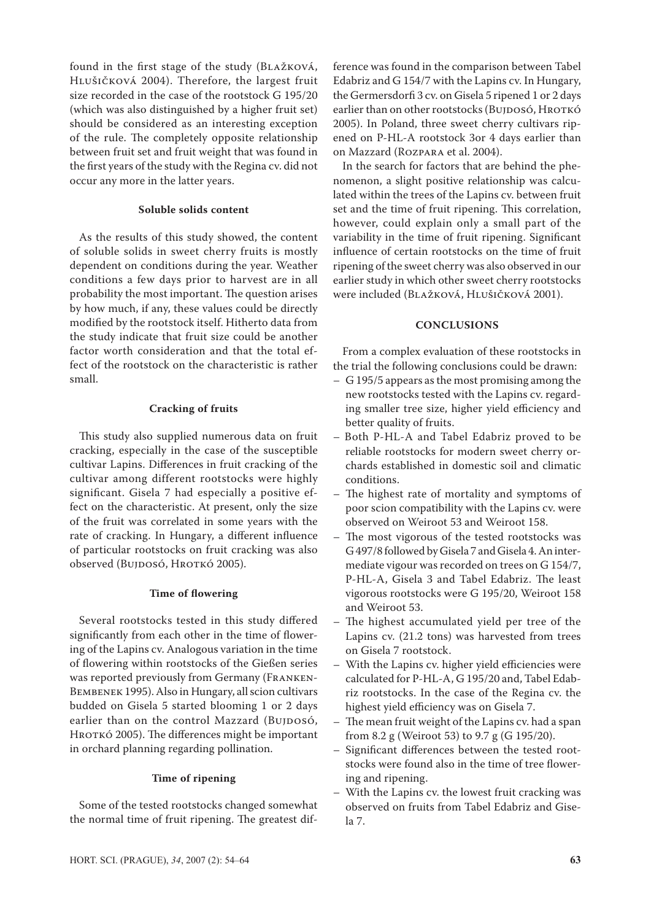found in the first stage of the study (Blažková, Hlušičková 2004). Therefore, the largest fruit size recorded in the case of the rootstock G 195/20 (which was also distinguished by a higher fruit set) should be considered as an interesting exception of the rule. The completely opposite relationship between fruit set and fruit weight that was found in the first years of the study with the Regina cv. did not occur any more in the latter years.

### Soluble solids content

As the results of this study showed, the content of soluble solids in sweet cherry fruits is mostly dependent on conditions during the year. Weather conditions a few days prior to harvest are in all probability the most important. The question arises by how much, if any, these values could be directly modified by the rootstock itself. Hitherto data from the study indicate that fruit size could be another factor worth consideration and that the total effect of the rootstock on the characteristic is rather small.

### Cracking of fruits

This study also supplied numerous data on fruit cracking, especially in the case of the susceptible cultivar Lapins. Differences in fruit cracking of the cultivar among different rootstocks were highly significant. Gisela 7 had especially a positive effect on the characteristic. At present, only the size of the fruit was correlated in some years with the rate of cracking. In Hungary, a different influence of particular rootstocks on fruit cracking was also observed (Bujdosó, Hrotkó 2005).

### Time of flowering

Several rootstocks tested in this study differed significantly from each other in the time of flowering of the Lapins cv. Analogous variation in the time of flowering within rootstocks of the Gießen series was reported previously from Germany (Franken-Bembenek 1995). Also in Hungary, all scion cultivars budded on Gisela 5 started blooming 1 or 2 days earlier than on the control Mazzard (Bujdosó, Hrotkó 2005). The differences might be important in orchard planning regarding pollination.

### Time of ripening

Some of the tested rootstocks changed somewhat the normal time of fruit ripening. The greatest difference was found in the comparison between Tabel Edabriz and G 154/7 with the Lapins cv. In Hungary, the Germersdorfi 3 cv. on Gisela 5 ripened 1 or 2 days earlier than on other rootstocks (Bujdosó, Hrotkó 2005). In Poland, three sweet cherry cultivars ripened on P-HL-A rootstock 3or 4 days earlier than on Mazzard (Rozpara et al. 2004).

In the search for factors that are behind the phenomenon, a slight positive relationship was calculated within the trees of the Lapins cv. between fruit set and the time of fruit ripening. This correlation, however, could explain only a small part of the variability in the time of fruit ripening. Significant influence of certain rootstocks on the time of fruit ripening of the sweet cherry was also observed in our earlier study in which other sweet cherry rootstocks were included (Blažková, Hlušičková 2001).

## CONCLUSIONS

From a complex evaluation of these rootstocks in the trial the following conclusions could be drawn:

- G 195/5 appears as the most promising among the new rootstocks tested with the Lapins cv. regarding smaller tree size, higher yield efficiency and better quality of fruits.
- Both P-HL-A and Tabel Edabriz proved to be reliable rootstocks for modern sweet cherry orchards established in domestic soil and climatic conditions.
- The highest rate of mortality and symptoms of poor scion compatibility with the Lapins cv. were observed on Weiroot 53 and Weiroot 158.
- The most vigorous of the tested rootstocks was G 497/8 followed by Gisela 7 and Gisela 4. An intermediate vigour was recorded on trees on G 154/7, P-HL-A, Gisela 3 and Tabel Edabriz. The least vigorous rootstocks were G 195/20, Weiroot 158 and Weiroot 53.
- The highest accumulated yield per tree of the Lapins cv. (21.2 tons) was harvested from trees on Gisela 7 rootstock.
- With the Lapins cv. higher yield efficiencies were calculated for P-HL-A, G 195/20 and, Tabel Edabriz rootstocks. In the case of the Regina cv. the highest yield efficiency was on Gisela 7.
- The mean fruit weight of the Lapins cv. had a span from 8.2 g (Weiroot 53) to 9.7 g (G 195/20).
- Significant differences between the tested rootstocks were found also in the time of tree flowering and ripening.
- With the Lapins cv. the lowest fruit cracking was observed on fruits from Tabel Edabriz and Gisela 7.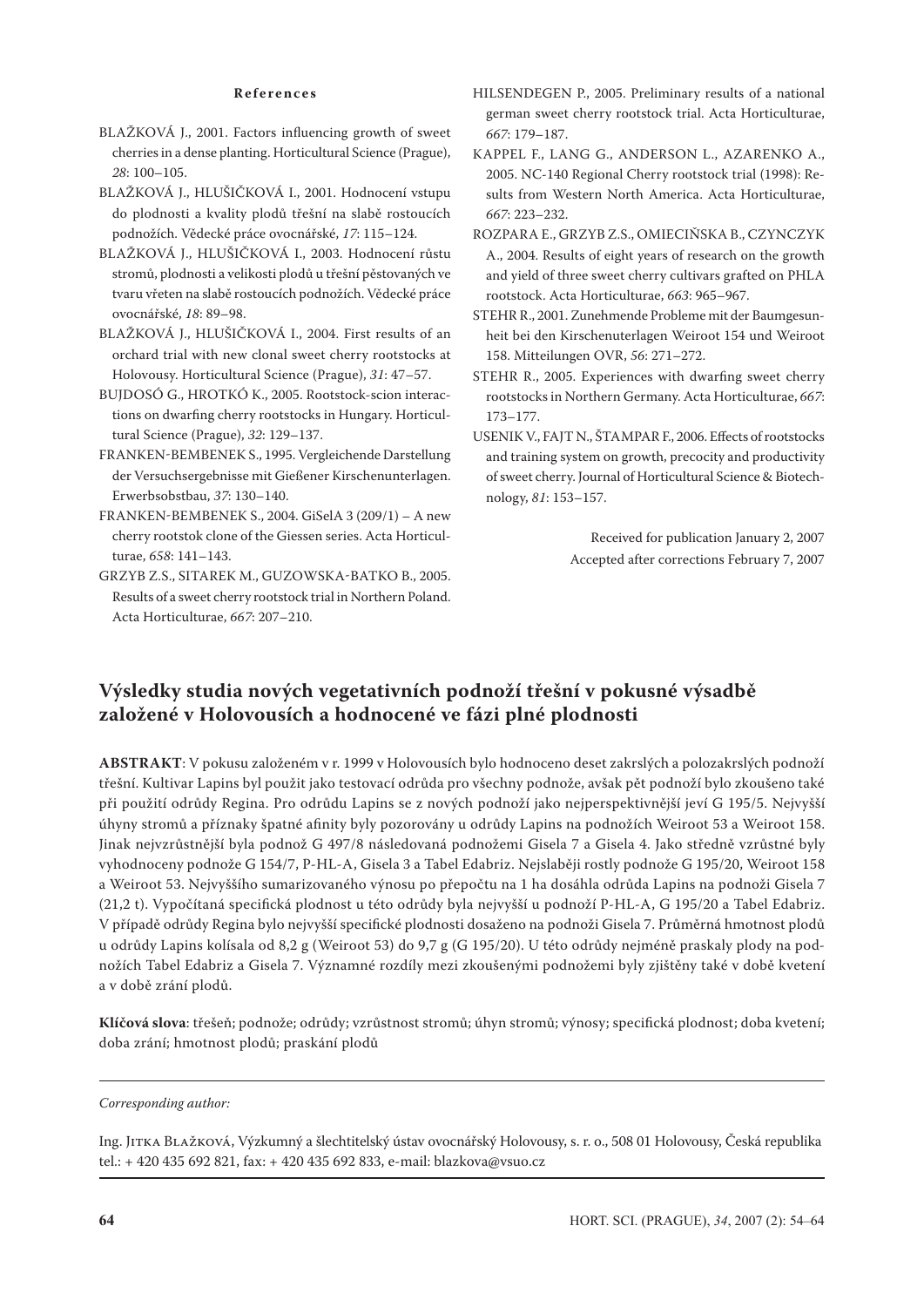**References**

BLAŽKOVÁ J., 2001. Factors influencing growth of sweet cherries in a dense planting. Horticultural Science (Prague), *28*: 100–105.

BLAŽKOVÁ J., HLUŠIČKOVÁ I., 2001. Hodnocení vstupu do plodnosti a kvality plodů třešní na slabě rostoucích podnožích. Vědecké práce ovocnářské, *17*: 115–124.

BLAŽKOVÁ J., HLUŠIČKOVÁ I., 2003. Hodnocení růstu stromů, plodnosti a velikosti plodů u třešní pěstovaných ve tvaru vřeten na slabě rostoucích podnožích. Vědecké práce ovocnářské, *18*: 89–98.

BLAŽKOVÁ J., HLUŠIČKOVÁ I., 2004. First results of an orchard trial with new clonal sweet cherry rootstocks at Holovousy. Horticultural Science (Prague), *31*: 47–57.

BUJDOSÓ G., HROTKÓ K., 2005. Rootstock-scion interactions on dwarfing cherry rootstocks in Hungary. Horticultural Science (Prague), *32*: 129–137.

FRANKEN-BEMBENEK S., 1995. Vergleichende Darstellung der Versuchsergebnisse mit Gießener Kirschenunterlagen. Erwerbsobstbau, *37*: 130–140.

FRANKEN-BEMBENEK S., 2004. GiSelA 3 (209/1) – A new cherry rootstok clone of the Giessen series. Acta Horticulturae, *658*: 141–143.

GRZYB Z.S., SITAREK M., GUZOWSKA-BATKO B., 2005. Results of a sweet cherry rootstock trial in Northern Poland. Acta Horticulturae, *667*: 207–210.

HILSENDEGEN P., 2005. Preliminary results of a national german sweet cherry rootstock trial. Acta Horticulturae, *667*: 179–187.

KAPPEL F., LANG G., ANDERSON L., AZARENKO A., 2005. NC-140 Regional Cherry rootstock trial (1998): Results from Western North America. Acta Horticulturae, *667*: 223–232.

ROZPARA E., GRZYB Z.S., OMIECIŃSKA B., CZYNCZYK A., 2004. Results of eight years of research on the growth and yield of three sweet cherry cultivars grafted on PHLA rootstock. Acta Horticulturae, *663*: 965–967.

STEHR R., 2001. Zunehmende Probleme mit der Baumgesunheit bei den Kirschenunterlagen Weiroot 154 und Weiroot 158. Mitteilungen OVR, *56*: 271–272.

STEHR R., 2005. Experiences with dwarfing sweet cherry rootstocks in Northern Germany. Acta Horticulturae, *667*: 173–177.

USENIK V., FAJT N., ŠTAMPAR F., 2006. Effects of rootstocks and training system on growth, precocity and productivity of sweet cherry. Journal of Horticultural Science & Biotechnology, *81*: 153–157.

Received for publication January 2, 2007
Accepted after corrections February 7, 2007

## Výsledky studia nových vegetativních podnoží třešní v pokusné výsadbě založené v Holovousích a hodnocené ve fázi plné plodnosti

**ABSTRAKT**: V pokusu založeném v r. 1999 v Holovousích bylo hodnoceno deset zakrslých a polozakrslých podnoží třešní. Kultivar Lapins byl použit jako testovací odrůda pro všechny podnože, avšak pět podnoží bylo zkoušeno také při použití odrůdy Regina. Pro odrůdu Lapins se z nových podnoží jako nejperspektivnější jeví G 195/5. Nejvyšší úhyny stromů a příznaky špatné afinity byly pozorovány u odrůdy Lapins na podnožích Weiroot 53 a Weiroot 158. Jinak nejvzrůstnější byla podnož G 497/8 následovaná podnožemi Gisela 7 a Gisela 4. Jako středně vzrůstné byly vyhodnoceny podnože G 154/7, P-HL-A, Gisela 3 a Tabel Edabriz. Nejslaběji rostly podnože G 195/20, Weiroot 158 a Weiroot 53. Nejvyššího sumarizovaného výnosu po přepočtu na 1 ha dosáhla odrůda Lapins na podnoži Gisela 7 (21,2 t). Vypočítaná specifická plodnost u této odrůdy byla nejvyšší u podnoží P-HL-A, G 195/20 a Tabel Edabriz. V případě odrůdy Regina bylo nejvyšší specifické plodnosti dosaženo na podnoži Gisela 7. Průměrná hmotnost plodů u odrůdy Lapins kolísala od 8,2 g (Weiroot 53) do 9,7 g (G 195/20). U této odrůdy nejméně praskaly plody na podnožích Tabel Edabriz a Gisela 7. Významné rozdíly mezi zkoušenými podnožemi byly zjištěny také v době kvetení a v době zrání plodů.

**Klíčová slova**: třešeň; podnože; odrůdy; vzrůstnost stromů; úhyn stromů; výnosy; specifická plodnost; doba kvetení; doba zrání; hmotnost plodů; praskání plodů

*Corresponding author:*

Ing. JITKA BLAŽKOVÁ, Výzkumný a šlechtitelský ústav ovocnářský Holovousy, s. r. o., 508 01 Holovousy, Česká republika
tel.: + 420 435 692 821, fax: + 420 435 692 833, e-mail: blazkova@vsuo.cz